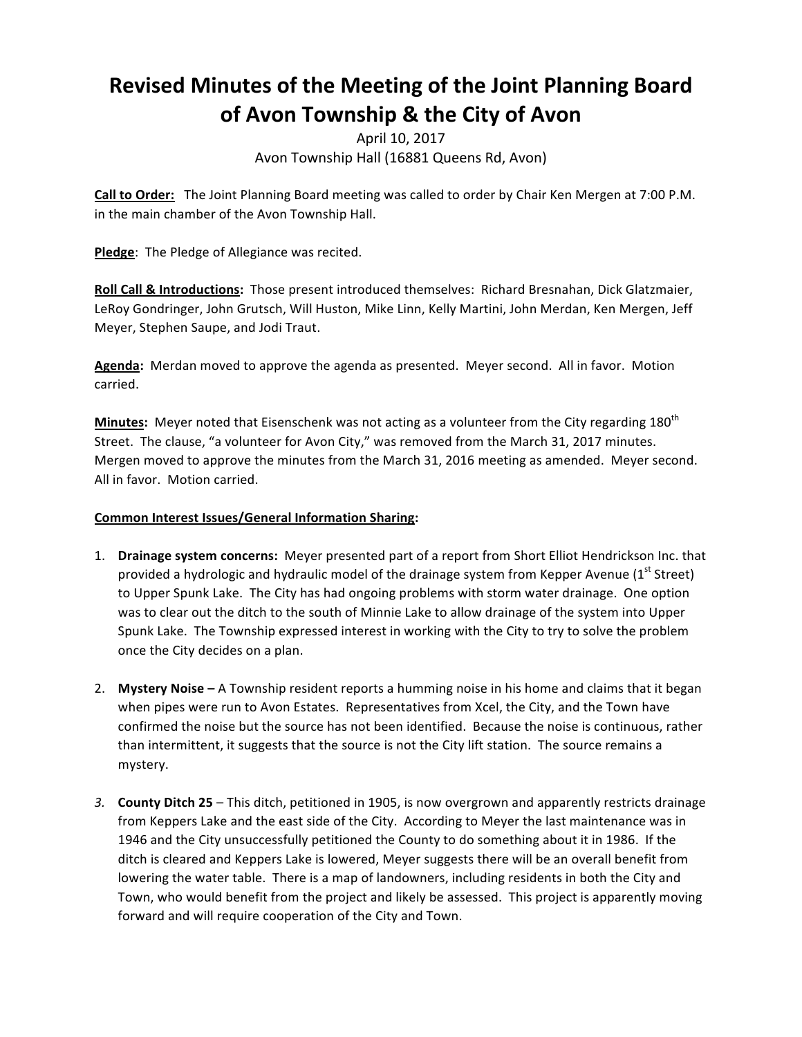# Revised Minutes of the Meeting of the Joint Planning Board of Avon Township & the City of Avon

April 10, 2017

Avon Township Hall (16881 Queens Rd, Avon)

**Call to Order:** The Joint Planning Board meeting was called to order by Chair Ken Mergen at 7:00 P.M. in the main chamber of the Avon Township Hall.

**Pledge**: The Pledge of Allegiance was recited.

**Roll Call & Introductions:** Those present introduced themselves: Richard Bresnahan, Dick Glatzmaier, LeRoy Gondringer, John Grutsch, Will Huston, Mike Linn, Kelly Martini, John Merdan, Ken Mergen, Jeff Meyer, Stephen Saupe, and Jodi Traut.

**Agenda:** Merdan moved to approve the agenda as presented. Meyer second. All in favor. Motion carried.

**Minutes:** Meyer noted that Eisenschenk was not acting as a volunteer from the City regarding 180th Street. The clause, "a volunteer for Avon City," was removed from the March 31, 2017 minutes. Mergen moved to approve the minutes from the March 31, 2016 meeting as amended. Meyer second. All in favor. Motion carried.

**Common Interest Issues/General Information Sharing:**

1. **Drainage system concerns:** Meyer presented part of a report from Short Elliot Hendrickson Inc. that provided a hydrologic and hydraulic model of the drainage system from Kepper Avenue (1st Street) to Upper Spunk Lake. The City has had ongoing problems with storm water drainage. One option was to clear out the ditch to the south of Minnie Lake to allow drainage of the system into Upper Spunk Lake. The Township expressed interest in working with the City to try to solve the problem once the City decides on a plan.

2. **Mystery Noise –** A Township resident reports a humming noise in his home and claims that it began when pipes were run to Avon Estates. Representatives from Xcel, the City, and the Town have confirmed the noise but the source has not been identified. Because the noise is continuous, rather than intermittent, it suggests that the source is not the City lift station. The source remains a mystery.

3. **County Ditch 25** – This ditch, petitioned in 1905, is now overgrown and apparently restricts drainage from Keppers Lake and the east side of the City. According to Meyer the last maintenance was in 1946 and the City unsuccessfully petitioned the County to do something about it in 1986. If the ditch is cleared and Keppers Lake is lowered, Meyer suggests there will be an overall benefit from lowering the water table. There is a map of landowners, including residents in both the City and Town, who would benefit from the project and likely be assessed. This project is apparently moving forward and will require cooperation of the City and Town.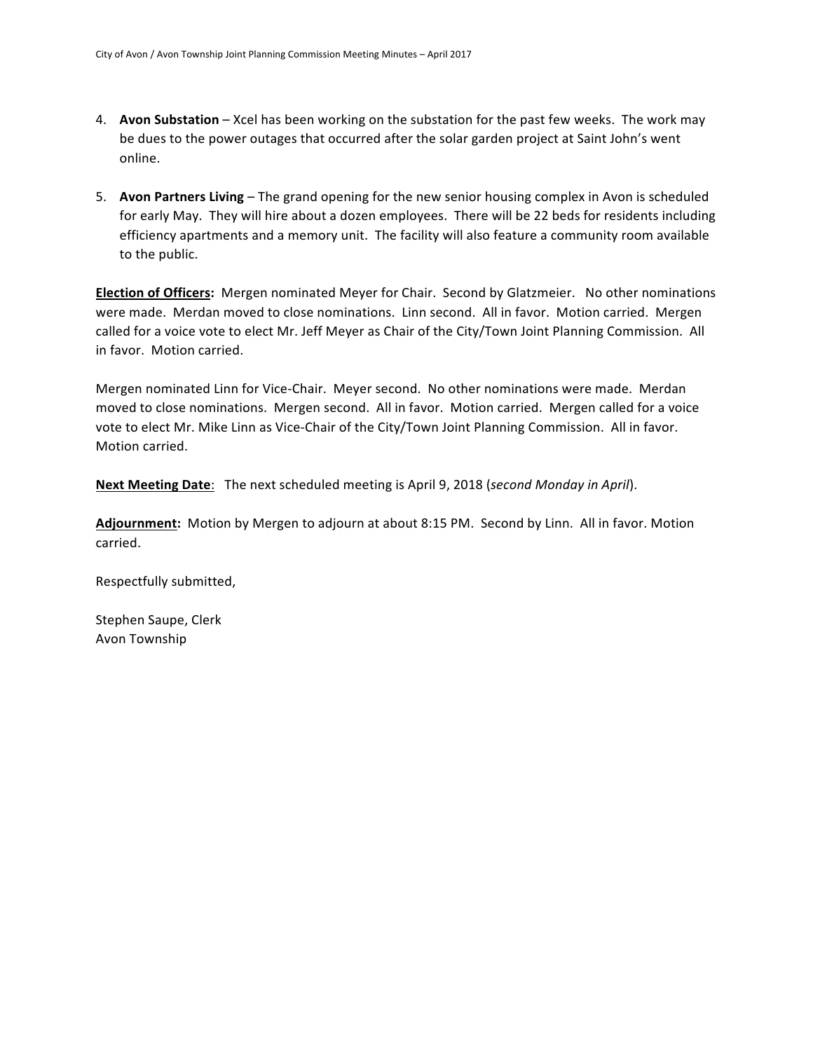4. **Avon Substation** – Xcel has been working on the substation for the past few weeks. The work may be dues to the power outages that occurred after the solar garden project at Saint John's went online.

5. **Avon Partners Living** – The grand opening for the new senior housing complex in Avon is scheduled for early May. They will hire about a dozen employees. There will be 22 beds for residents including efficiency apartments and a memory unit. The facility will also feature a community room available to the public.

**<u>Election of Officers</u>:** Mergen nominated Meyer for Chair. Second by Glatzmeier. No other nominations were made. Merdan moved to close nominations. Linn second. All in favor. Motion carried. Mergen called for a voice vote to elect Mr. Jeff Meyer as Chair of the City/Town Joint Planning Commission. All in favor. Motion carried.

Mergen nominated Linn for Vice-Chair. Meyer second. No other nominations were made. Merdan moved to close nominations. Mergen second. All in favor. Motion carried. Mergen called for a voice vote to elect Mr. Mike Linn as Vice-Chair of the City/Town Joint Planning Commission. All in favor. Motion carried.

**<u>Next Meeting Date</u>**: The next scheduled meeting is April 9, 2018 (*second Monday in April*).

**<u>Adjournment</u>:** Motion by Mergen to adjourn at about 8:15 PM. Second by Linn. All in favor. Motion carried.

Respectfully submitted,

Stephen Saupe, Clerk
Avon Township